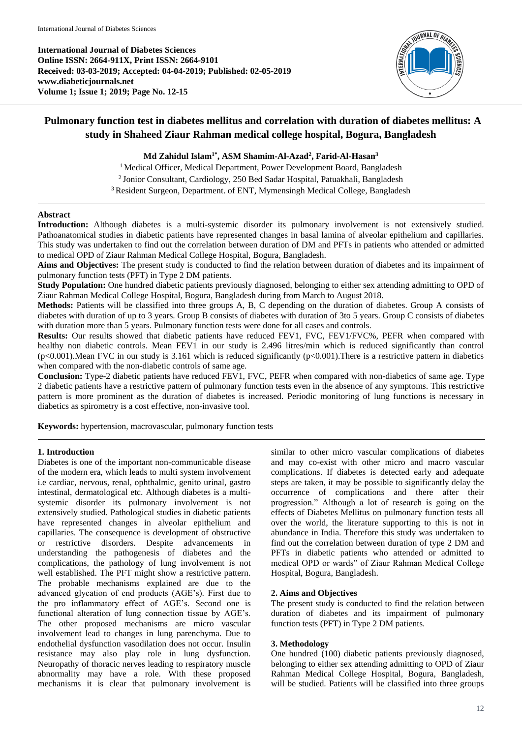**International Journal of Diabetes Sciences**
**Online ISSN: 2664-911X, Print ISSN: 2664-9101**
**Received: 03-03-2019; Accepted: 04-04-2019; Published: 02-05-2019**
**www.diabeticjournals.net**
**Volume 1; Issue 1; 2019; Page No. 12-15**

# Pulmonary function test in diabetes mellitus and correlation with duration of diabetes mellitus: A study in Shaheed Ziaur Rahman medical college hospital, Bogura, Bangladesh

**Md Zahidul Islam[1*], ASM Shamim-Al-Azad[2], Farid-Al-Hasan[3]**

[1] Medical Officer, Medical Department, Power Development Board, Bangladesh
[2] Jonior Consultant, Cardiology, 250 Bed Sadar Hospital, Patuakhali, Bangladesh
[3] Resident Surgeon, Department. of ENT, Mymensingh Medical College, Bangladesh

## Abstract

**Introduction:** Although diabetes is a multi-systemic disorder its pulmonary involvement is not extensively studied. Pathoanatomical studies in diabetic patients have represented changes in basal lamina of alveolar epithelium and capillaries. This study was undertaken to find out the correlation between duration of DM and PFTs in patients who attended or admitted to medical OPD of Ziaur Rahman Medical College Hospital, Bogura, Bangladesh.

**Aims and Objectives:** The present study is conducted to find the relation between duration of diabetes and its impairment of pulmonary function tests (PFT) in Type 2 DM patients.

**Study Population:** One hundred diabetic patients previously diagnosed, belonging to either sex attending admitting to OPD of Ziaur Rahman Medical College Hospital, Bogura, Bangladesh during from March to August 2018.

**Methods:** Patients will be classified into three groups A, B, C depending on the duration of diabetes. Group A consists of diabetes with duration of up to 3 years. Group B consists of diabetes with duration of 3to 5 years. Group C consists of diabetes with duration more than 5 years. Pulmonary function tests were done for all cases and controls.

**Results:** Our results showed that diabetic patients have reduced FEV1, FVC, FEV1/FVC%, PEFR when compared with healthy non diabetic controls. Mean FEV1 in our study is 2.496 litres/min which is reduced significantly than control ($p<0.001$).Mean FVC in our study is 3.161 which is reduced significantly ($p<0.001$).There is a restrictive pattern in diabetics when compared with the non-diabetic controls of same age.

**Conclusion:** Type-2 diabetic patients have reduced FEV1, FVC, PEFR when compared with non-diabetics of same age. Type 2 diabetic patients have a restrictive pattern of pulmonary function tests even in the absence of any symptoms. This restrictive pattern is more prominent as the duration of diabetes is increased. Periodic monitoring of lung functions is necessary in diabetics as spirometry is a cost effective, non-invasive tool.

**Keywords:** hypertension, macrovascular, pulmonary function tests

## 1. Introduction

Diabetes is one of the important non-communicable disease of the modern era, which leads to multi system involvement i.e cardiac, nervous, renal, ophthalmic, genito urinal, gastro intestinal, dermatological etc. Although diabetes is a multi-systemic disorder its pulmonary involvement is not extensively studied. Pathological studies in diabetic patients have represented changes in alveolar epithelium and capillaries. The consequence is development of obstructive or restrictive disorders. Despite advancements in understanding the pathogenesis of diabetes and the complications, the pathology of lung involvement is not well established. The PFT might show a restrictive pattern. The probable mechanisms explained are due to the advanced glycation of end products (AGE's). First due to the pro inflammatory effect of AGE's. Second one is functional alteration of lung connection tissue by AGE's. The other proposed mechanisms are micro vascular involvement lead to changes in lung parenchyma. Due to endothelial dysfunction vasodilation does not occur. Insulin resistance may also play role in lung dysfunction. Neuropathy of thoracic nerves leading to respiratory muscle abnormality may have a role. With these proposed mechanisms it is clear that pulmonary involvement is similar to other micro vascular complications of diabetes and may co-exist with other micro and macro vascular complications. If diabetes is detected early and adequate steps are taken, it may be possible to significantly delay the occurrence of complications and there after their progression." Although a lot of research is going on the effects of Diabetes Mellitus on pulmonary function tests all over the world, the literature supporting to this is not in abundance in India. Therefore this study was undertaken to find out the correlation between duration of type 2 DM and PFTs in diabetic patients who attended or admitted to medical OPD or wards" of Ziaur Rahman Medical College Hospital, Bogura, Bangladesh.

## 2. Aims and Objectives

The present study is conducted to find the relation between duration of diabetes and its impairment of pulmonary function tests (PFT) in Type 2 DM patients.

## 3. Methodology

One hundred (100) diabetic patients previously diagnosed, belonging to either sex attending admitting to OPD of Ziaur Rahman Medical College Hospital, Bogura, Bangladesh, will be studied. Patients will be classified into three groups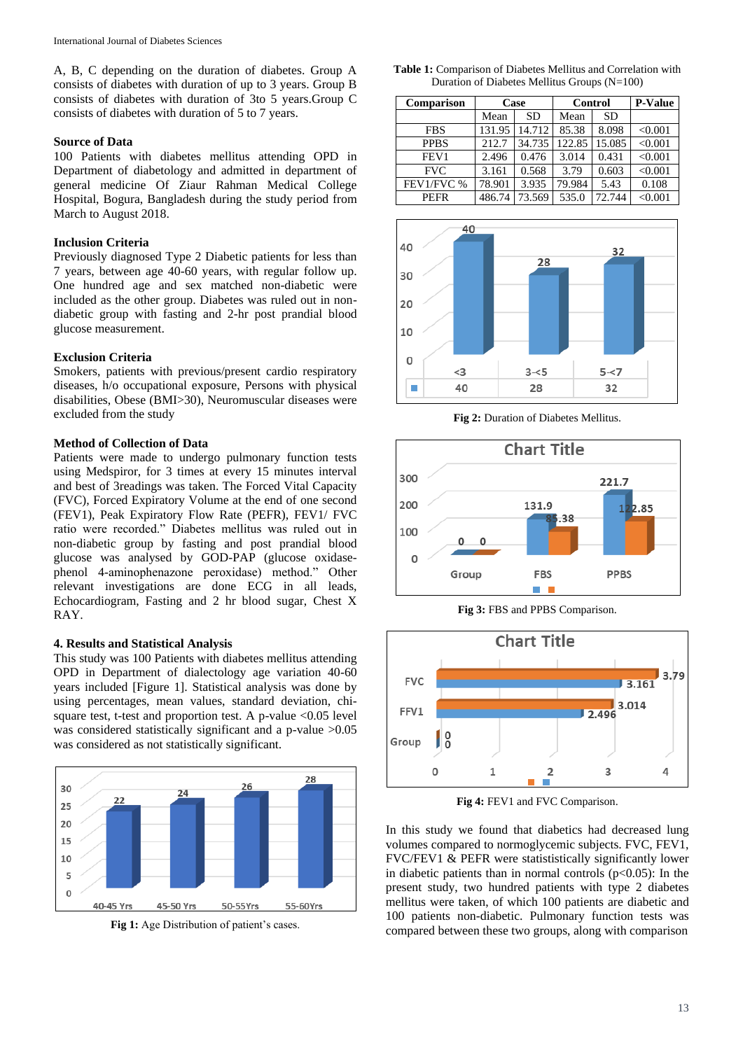A, B, C depending on the duration of diabetes. Group A consists of diabetes with duration of up to 3 years. Group B consists of diabetes with duration of 3to 5 years.Group C consists of diabetes with duration of 5 to 7 years.

### Source of Data

100 Patients with diabetes mellitus attending OPD in Department of diabetology and admitted in department of general medicine Of Ziaur Rahman Medical College Hospital, Bogura, Bangladesh during the study period from March to August 2018.

### Inclusion Criteria

Previously diagnosed Type 2 Diabetic patients for less than 7 years, between age 40-60 years, with regular follow up. One hundred age and sex matched non-diabetic were included as the other group. Diabetes was ruled out in non-diabetic group with fasting and 2-hr post prandial blood glucose measurement.

### Exclusion Criteria

Smokers, patients with previous/present cardio respiratory diseases, h/o occupational exposure, Persons with physical disabilities, Obese (BMI>30), Neuromuscular diseases were excluded from the study

### Method of Collection of Data

Patients were made to undergo pulmonary function tests using Medspiror, for 3 times at every 15 minutes interval and best of 3readings was taken. The Forced Vital Capacity (FVC), Forced Expiratory Volume at the end of one second (FEV1), Peak Expiratory Flow Rate (PEFR), FEV1/ FVC ratio were recorded." Diabetes mellitus was ruled out in non-diabetic group by fasting and post prandial blood glucose was analysed by GOD-PAP (glucose oxidase-phenol 4-aminophenazone peroxidase) method." Other relevant investigations are done ECG in all leads, Echocardiogram, Fasting and 2 hr blood sugar, Chest X RAY.

## 4. Results and Statistical Analysis

This study was 100 Patients with diabetes mellitus attending OPD in Department of dialectology age variation 40-60 years included [Figure 1]. Statistical analysis was done by using percentages, mean values, standard deviation, chi-square test, t-test and proportion test. A p-value <0.05 level was considered statistically significant and a p-value >0.05 was considered as not statistically significant.

Fig 1: Age Distribution of patient's cases.

**Table 1:** Comparison of Diabetes Mellitus and Correlation with Duration of Diabetes Mellitus Groups (N=100)

| Comparison | Case | | Control | | P-Value |
|---|---|---|---|---|---|
| | Mean | SD | Mean | SD | |
| FBS | 131.95 | 14.712 | 85.38 | 8.098 | <0.001 |
| PPBS | 212.7 | 34.735 | 122.85 | 15.085 | <0.001 |
| FEV1 | 2.496 | 0.476 | 3.014 | 0.431 | <0.001 |
| FVC | 3.161 | 0.568 | 3.79 | 0.603 | <0.001 |
| FEV1/FVC % | 78.901 | 3.935 | 79.984 | 5.43 | 0.108 |
| PEFR | 486.74 | 73.569 | 535.0 | 72.744 | <0.001 |

Fig 2: Duration of Diabetes Mellitus.

Fig 3: FBS and PPBS Comparison.

Fig 4: FEV1 and FVC Comparison.

In this study we found that diabetics had decreased lung volumes compared to normoglycemic subjects. FVC, FEV1, FVC/FEV1 & PEFR were statistically significantly lower in diabetic patients than in normal controls (p<0.05): In the present study, two hundred patients with type 2 diabetes mellitus were taken, of which 100 patients are diabetic and 100 patients non-diabetic. Pulmonary function tests was compared between these two groups, along with comparison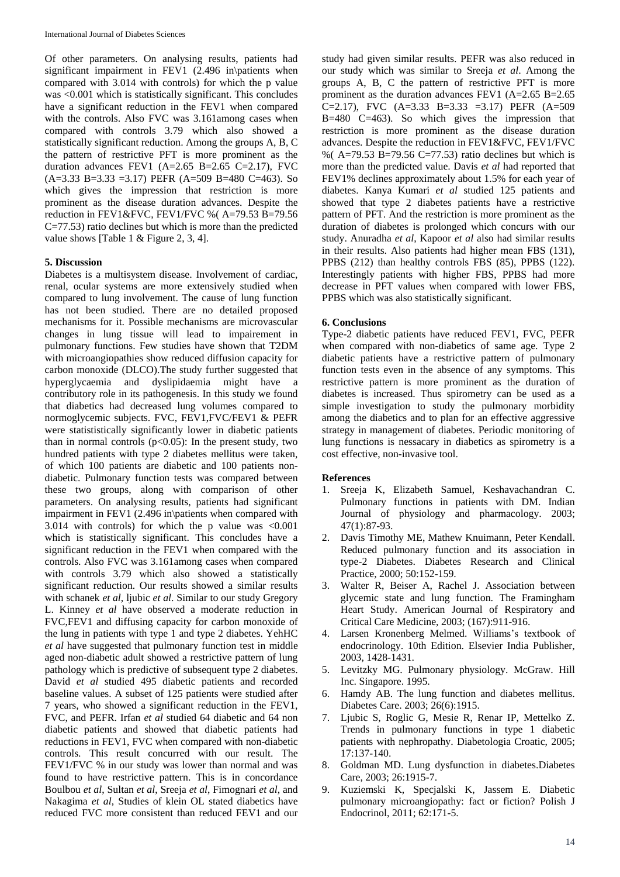Of other parameters. On analysing results, patients had significant impairment in FEV1 (2.496 in\patients when compared with 3.014 with controls) for which the p value was <0.001 which is statistically significant. This concludes have a significant reduction in the FEV1 when compared with the controls. Also FVC was 3.161among cases when compared with controls 3.79 which also showed a statistically significant reduction. Among the groups A, B, C the pattern of restrictive PFT is more prominent as the duration advances FEV1 (A=2.65 B=2.65 C=2.17), FVC (A=3.33 B=3.33 =3.17) PEFR (A=509 B=480 C=463). So which gives the impression that restriction is more prominent as the disease duration advances. Despite the reduction in FEV1&FVC, FEV1/FVC %( A=79.53 B=79.56 C=77.53) ratio declines but which is more than the predicted value shows [Table 1 & Figure 2, 3, 4].

## 5. Discussion

Diabetes is a multisystem disease. Involvement of cardiac, renal, ocular systems are more extensively studied when compared to lung involvement. The cause of lung function has not been studied. There are no detailed proposed mechanisms for it. Possible mechanisms are microvascular changes in lung tissue will lead to impairement in pulmonary functions. Few studies have shown that T2DM with microangiopathies show reduced diffusion capacity for carbon monoxide (DLCO).The study further suggested that hyperglycaemia and dyslipidaemia might have a contributory role in its pathogenesis. In this study we found that diabetics had decreased lung volumes compared to normoglycemic subjects. FVC, FEV1,FVC/FEV1 & PEFR were statististically significantly lower in diabetic patients than in normal controls ($p<0.05$): In the present study, two hundred patients with type 2 diabetes mellitus were taken, of which 100 patients are diabetic and 100 patients non-diabetic. Pulmonary function tests was compared between these two groups, along with comparison of other parameters. On analysing results, patients had significant impairment in FEV1 (2.496 in\patients when compared with 3.014 with controls) for which the p value was <0.001 which is statistically significant. This concludes have a significant reduction in the FEV1 when compared with the controls. Also FVC was 3.161among cases when compared with controls 3.79 which also showed a statistically significant reduction. Our results showed a similar results with schanek *et al*, ljubic *et al*. Similar to our study Gregory L. Kinney *et al* have observed a moderate reduction in FVC,FEV1 and diffusing capacity for carbon monoxide of the lung in patients with type 1 and type 2 diabetes. YehHC *et al* have suggested that pulmonary function test in middle aged non-diabetic adult showed a restrictive pattern of lung pathology which is predictive of subsequent type 2 diabetes. David *et al* studied 495 diabetic patients and recorded baseline values. A subset of 125 patients were studied after 7 years, who showed a significant reduction in the FEV1, FVC, and PEFR. Irfan *et al* studied 64 diabetic and 64 non diabetic patients and showed that diabetic patients had reductions in FEV1, FVC when compared with non-diabetic controls. This result concurred with our result. The FEV1/FVC % in our study was lower than normal and was found to have restrictive pattern. This is in concordance Boulbou *et al*, Sultan *et al*, Sreeja *et al*, Fimognari *et al*, and Nakagima *et al*, Studies of klein OL stated diabetics have reduced FVC more consistent than reduced FEV1 and our study had given similar results. PEFR was also reduced in our study which was similar to Sreeja *et al*. Among the groups A, B, C the pattern of restrictive PFT is more prominent as the duration advances FEV1 (A=2.65 B=2.65 C=2.17), FVC (A=3.33 B=3.33 =3.17) PEFR (A=509 B=480 C=463). So which gives the impression that restriction is more prominent as the disease duration advances. Despite the reduction in FEV1&FVC, FEV1/FVC %( A=79.53 B=79.56 C=77.53) ratio declines but which is more than the predicted value. Davis *et al* had reported that FEV1% declines approximately about 1.5% for each year of diabetes. Kanya Kumari *et al* studied 125 patients and showed that type 2 diabetes patients have a restrictive pattern of PFT. And the restriction is more prominent as the duration of diabetes is prolonged which concurs with our study. Anuradha *et al*, Kapoor *et al* also had similar results in their results. Also patients had higher mean FBS (131), PPBS (212) than healthy controls FBS (85), PPBS (122). Interestingly patients with higher FBS, PPBS had more decrease in PFT values when compared with lower FBS, PPBS which was also statistically significant.

## 6. Conclusions

Type-2 diabetic patients have reduced FEV1, FVC, PEFR when compared with non-diabetics of same age. Type 2 diabetic patients have a restrictive pattern of pulmonary function tests even in the absence of any symptoms. This restrictive pattern is more prominent as the duration of diabetes is increased. Thus spirometry can be used as a simple investigation to study the pulmonary morbidity among the diabetics and to plan for an effective aggressive strategy in management of diabetes. Periodic monitoring of lung functions is nessacary in diabetics as spirometry is a cost effective, non-invasive tool.

## References

1. Sreeja K, Elizabeth Samuel, Keshavachandran C. Pulmonary functions in patients with DM. Indian Journal of physiology and pharmacology. 2003; 47(1):87-93.
2. Davis Timothy ME, Mathew Knuimann, Peter Kendall. Reduced pulmonary function and its association in type-2 Diabetes. Diabetes Research and Clinical Practice, 2000; 50:152-159.
3. Walter R, Beiser A, Rachel J. Association between glycemic state and lung function. The Framingham Heart Study. American Journal of Respiratory and Critical Care Medicine, 2003; (167):911-916.
4. Larsen Kronenberg Melmed. Williams's textbook of endocrinology. 10th Edition. Elsevier India Publisher, 2003, 1428-1431.
5. Levitzky MG. Pulmonary physiology. McGraw. Hill Inc. Singapore. 1995.
6. Hamdy AB. The lung function and diabetes mellitus. Diabetes Care. 2003; 26(6):1915.
7. Ljubic S, Roglic G, Mesie R, Renar IP, Mettelko Z. Trends in pulmonary functions in type 1 diabetic patients with nephropathy. Diabetologia Croatic, 2005; 17:137-140.
8. Goldman MD. Lung dysfunction in diabetes.Diabetes Care, 2003; 26:1915-7.
9. Kuziemski K, Specjalski K, Jassem E. Diabetic pulmonary microangiopathy: fact or fiction? Polish J Endocrinol, 2011; 62:171-5.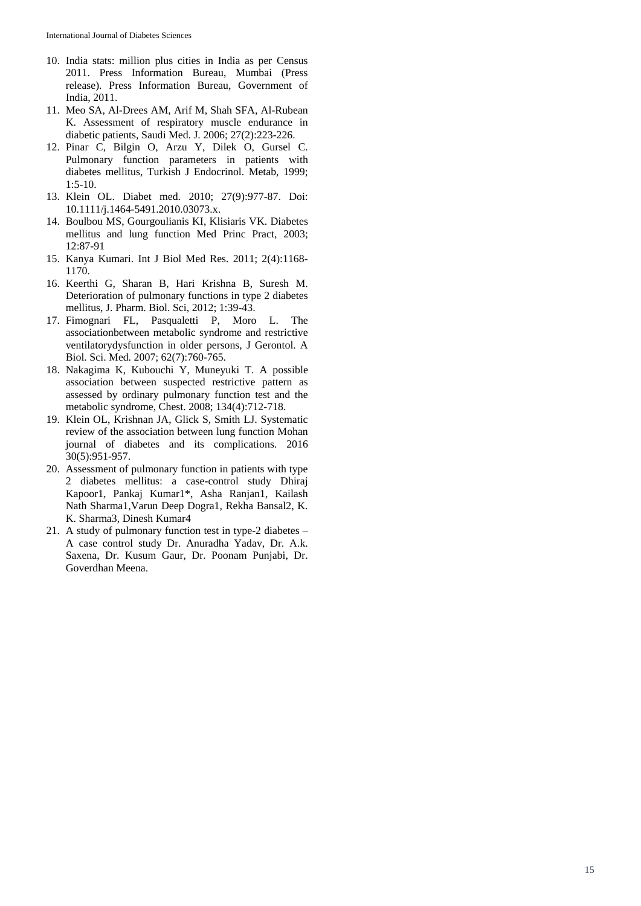10. India stats: million plus cities in India as per Census 2011. Press Information Bureau, Mumbai (Press release). Press Information Bureau, Government of India, 2011.
11. Meo SA, Al-Drees AM, Arif M, Shah SFA, Al-Rubean K. Assessment of respiratory muscle endurance in diabetic patients, Saudi Med. J. 2006; 27(2):223-226.
12. Pinar C, Bilgin O, Arzu Y, Dilek O, Gursel C. Pulmonary function parameters in patients with diabetes mellitus, Turkish J Endocrinol. Metab, 1999; 1:5-10.
13. Klein OL. Diabet med. 2010; 27(9):977-87. Doi: 10.1111/j.1464-5491.2010.03073.x.
14. Boulbou MS, Gourgoulianis KI, Klisiaris VK. Diabetes mellitus and lung function Med Princ Pract, 2003; 12:87-91
15. Kanya Kumari. Int J Biol Med Res. 2011; 2(4):1168-1170.
16. Keerthi G, Sharan B, Hari Krishna B, Suresh M. Deterioration of pulmonary functions in type 2 diabetes mellitus, J. Pharm. Biol. Sci, 2012; 1:39-43.
17. Fimognari FL, Pasqualetti P, Moro L. The associationbetween metabolic syndrome and restrictive ventilatorydysfunction in older persons, J Gerontol. A Biol. Sci. Med. 2007; 62(7):760-765.
18. Nakagima K, Kubouchi Y, Muneyuki T. A possible association between suspected restrictive pattern as assessed by ordinary pulmonary function test and the metabolic syndrome, Chest. 2008; 134(4):712-718.
19. Klein OL, Krishnan JA, Glick S, Smith LJ. Systematic review of the association between lung function Mohan journal of diabetes and its complications. 2016 30(5):951-957.
20. Assessment of pulmonary function in patients with type 2 diabetes mellitus: a case-control study Dhiraj Kapoor1, Pankaj Kumar1*, Asha Ranjan1, Kailash Nath Sharma1,Varun Deep Dogra1, Rekha Bansal2, K. K. Sharma3, Dinesh Kumar4
21. A study of pulmonary function test in type-2 diabetes – A case control study Dr. Anuradha Yadav, Dr. A.k. Saxena, Dr. Kusum Gaur, Dr. Poonam Punjabi, Dr. Goverdhan Meena.